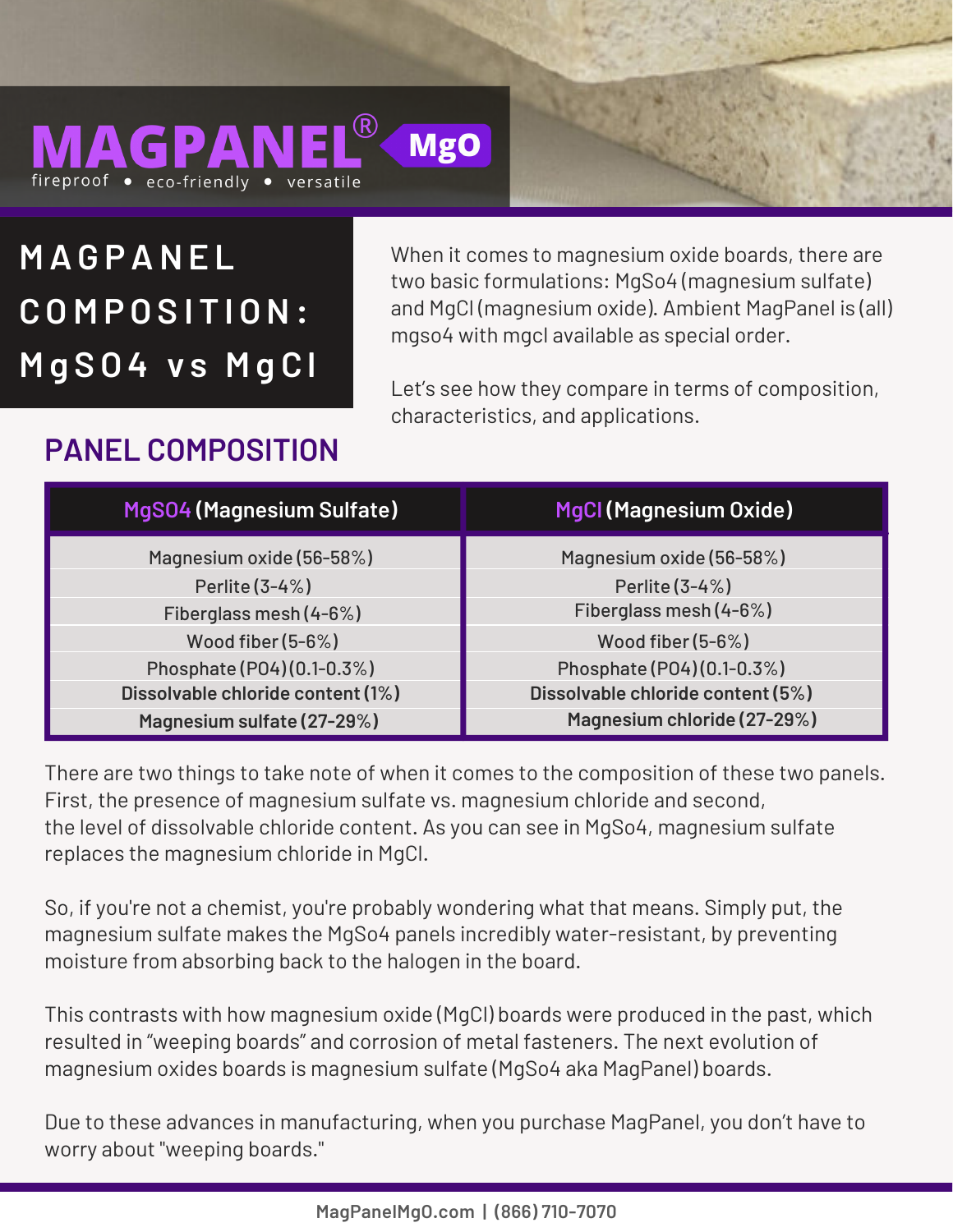# MAGPANEL® MgO

fireproof • eco-friendly • versatile

## MAGPANEL COMPOSITION: MgSO4 vs MgCl

When it comes to magnesium oxide boards, there are two basic formulations: MgSo4 (magnesium sulfate) and MgCl (magnesium oxide). Ambient MagPanel is (all) mgso4 with mgcl available as special order.

Let's see how they compare in terms of composition, characteristics, and applications.

## PANEL COMPOSITION

| MgSO4 (Magnesium Sulfate) | MgCl (Magnesium Oxide) |
|---|---|
| Magnesium oxide (56-58%) | Magnesium oxide (56-58%) |
| Perlite (3-4%) | Perlite (3-4%) |
| Fiberglass mesh (4-6%) | Fiberglass mesh (4-6%) |
| Wood fiber (5-6%) | Wood fiber (5-6%) |
| Phosphate (PO4) (0.1-0.3%) | Phosphate (PO4) (0.1-0.3%) |
| **Dissolvable chloride content (1%)** | **Dissolvable chloride content (5%)** |
| **Magnesium sulfate (27-29%)** | **Magnesium chloride (27-29%)** |

There are two things to take note of when it comes to the composition of these two panels. First, the presence of magnesium sulfate vs. magnesium chloride and second, the level of dissolvable chloride content. As you can see in MgSo4, magnesium sulfate replaces the magnesium chloride in MgCl.

So, if you're not a chemist, you're probably wondering what that means. Simply put, the magnesium sulfate makes the MgSo4 panels incredibly water-resistant, by preventing moisture from absorbing back to the halogen in the board.

This contrasts with how magnesium oxide (MgCl) boards were produced in the past, which resulted in "weeping boards" and corrosion of metal fasteners. The next evolution of magnesium oxides boards is magnesium sulfate (MgSo4 aka MagPanel) boards.

Due to these advances in manufacturing, when you purchase MagPanel, you don't have to worry about "weeping boards."

MagPanelMgO.com | (866) 710-7070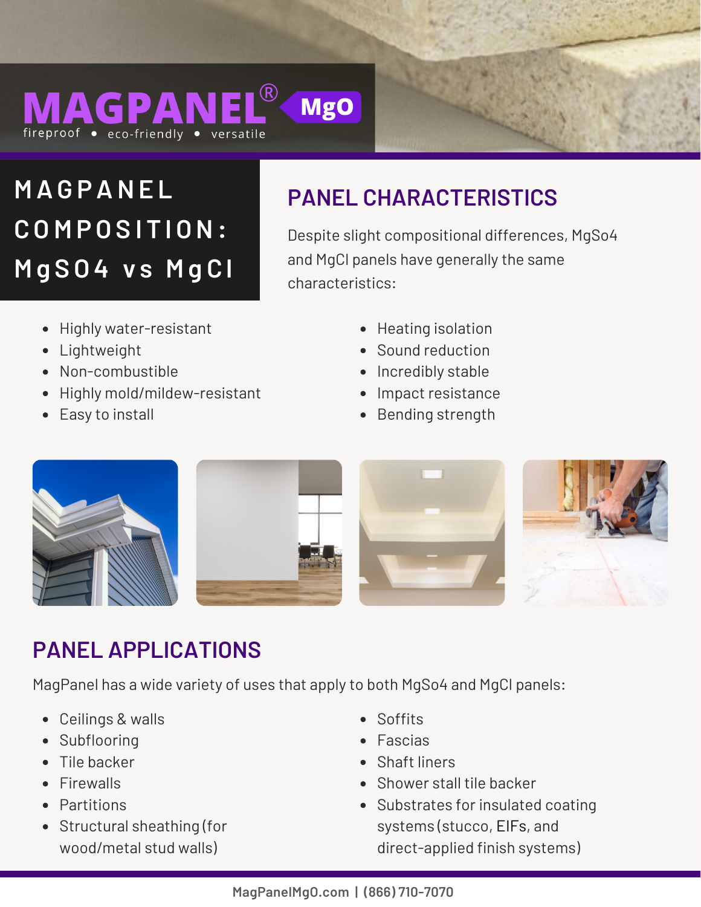# MAGPANEL® MgO

fireproof • eco-friendly • versatile

## MAGPANEL COMPOSITION: MgSO4 vs MgCl

## PANEL CHARACTERISTICS

Despite slight compositional differences, MgSo4 and MgCl panels have generally the same characteristics:

- Highly water-resistant
- Lightweight
- Non-combustible
- Highly mold/mildew-resistant
- Easy to install
- Heating isolation
- Sound reduction
- Incredibly stable
- Impact resistance
- Bending strength

## PANEL APPLICATIONS

MagPanel has a wide variety of uses that apply to both MgSo4 and MgCl panels:

- Ceilings & walls
- Subflooring
- Tile backer
- Firewalls
- Partitions
- Structural sheathing (for wood/metal stud walls)
- Soffits
- Fascias
- Shaft liners
- Shower stall tile backer
- Substrates for insulated coating systems (stucco, EIFs, and direct-applied finish systems)

MagPanelMgO.com | (866) 710-7070